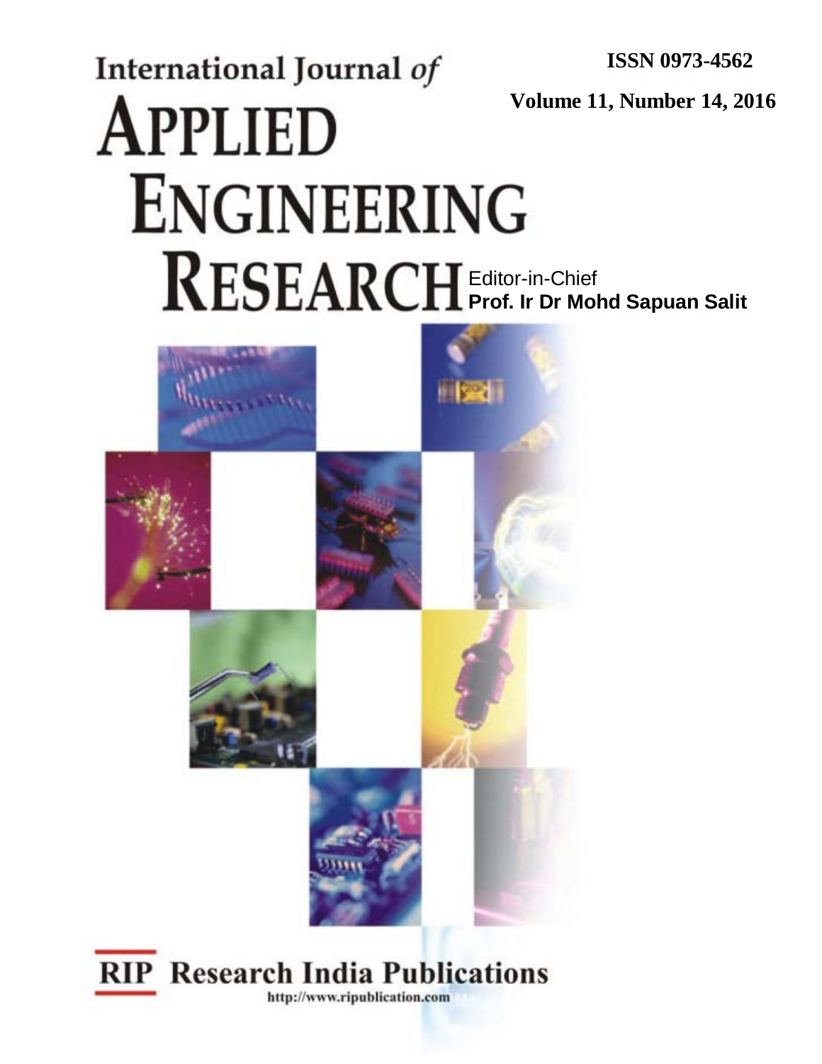ISSN 0973-4562

Volume 11, Number 14, 2016

# International Journal of APPLIED ENGINEERING RESEARCH

Editor-in-Chief

**Prof. Ir Dr Mohd Sapuan Salit**

**RIP Research India Publications**

http://www.ripublication.com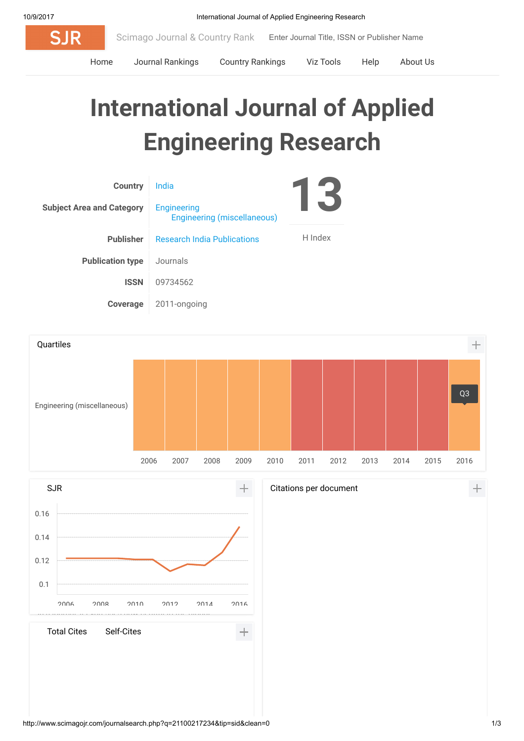SJR Scimago Journal & Country Rank

Enter Journal Title, ISSN or Publisher Name

Home | Journal Rankings | Country Rankings | Viz Tools | Help | About Us

# International Journal of Applied Engineering Research

| | |
|---|---|
| **Country** | India |
| **Subject Area and Category** | Engineering<br>Engineering (miscellaneous) |
| **Publisher** | Research India Publications |
| **Publication type** | Journals |
| **ISSN** | 09734562 |
| **Coverage** | 2011-ongoing |

**13**

H Index

## Quartiles

Engineering (miscellaneous)

2006 2007 2008 2009 2010 2011 2012 2013 2014 2015 2016

Q3

## SJR

0.16
0.14
0.12
0.1

2006 2008 2010 2012 2014 2016

## Citations per document

## Total Cites Self-Cites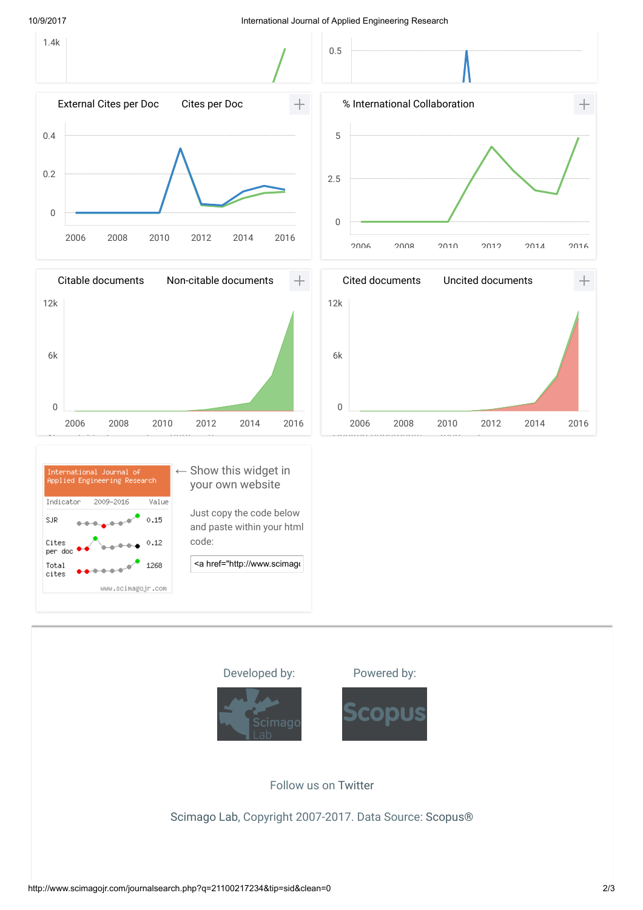1.4k

0.5

External Cites per Doc    Cites per Doc

0.4
0.2
0

2006 2008 2010 2012 2014 2016

% International Collaboration

5
2.5
0

2006 2008 2010 2012 2014 2016

Citable documents    Non-citable documents

12k
6k
0

2006 2008 2010 2012 2014 2016

Cited documents    Uncited documents

12k
6k
0

2006 2008 2010 2012 2014 2016

International Journal of Applied Engineering Research

| Indicator | 2009-2016 | Value |
|---|---|---|
| SJR | | 0.15 |
| Cites per doc | | 0.12 |
| Total cites | | 1268 |

www.scimagojr.com

← Show this widget in your own website

Just copy the code below and paste within your html code:

```
<a href="http://www.scimag
```

Developed by:    Powered by:

Scimago Lab    Scopus

Follow us on Twitter

Scimago Lab, Copyright 2007-2017. Data Source: Scopus®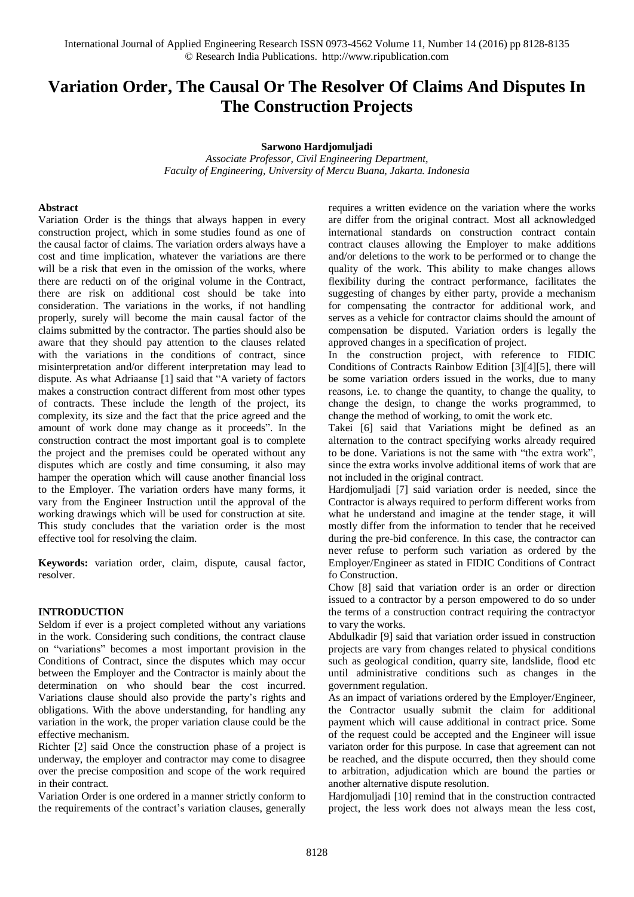# Variation Order, The Causal Or The Resolver Of Claims And Disputes In The Construction Projects

**Sarwono Hardjomuljadi**

*Associate Professor, Civil Engineering Department,*
*Faculty of Engineering, University of Mercu Buana, Jakarta. Indonesia*

**Abstract**

Variation Order is the things that always happen in every construction project, which in some studies found as one of the causal factor of claims. The variation orders always have a cost and time implication, whatever the variations are there will be a risk that even in the omission of the works, where there are reducti on of the original volume in the Contract, there are risk on additional cost should be take into consideration. The variations in the works, if not handling properly, surely will become the main causal factor of the claims submitted by the contractor. The parties should also be aware that they should pay attention to the clauses related with the variations in the conditions of contract, since misinterpretation and/or different interpretation may lead to dispute. As what Adriaanse [1] said that "A variety of factors makes a construction contract different from most other types of contracts. These include the length of the project, its complexity, its size and the fact that the price agreed and the amount of work done may change as it proceeds". In the construction contract the most important goal is to complete the project and the premises could be operated without any disputes which are costly and time consuming, it also may hamper the operation which will cause another financial loss to the Employer. The variation orders have many forms, it vary from the Engineer Instruction until the approval of the working drawings which will be used for construction at site. This study concludes that the variation order is the most effective tool for resolving the claim.

**Keywords:** variation order, claim, dispute, causal factor, resolver.

**INTRODUCTION**

Seldom if ever is a project completed without any variations in the work. Considering such conditions, the contract clause on "variations" becomes a most important provision in the Conditions of Contract, since the disputes which may occur between the Employer and the Contractor is mainly about the determination on who should bear the cost incurred. Variations clause should also provide the party's rights and obligations. With the above understanding, for handling any variation in the work, the proper variation clause could be the effective mechanism.

Richter [2] said Once the construction phase of a project is underway, the employer and contractor may come to disagree over the precise composition and scope of the work required in their contract.

Variation Order is one ordered in a manner strictly conform to the requirements of the contract's variation clauses, generally requires a written evidence on the variation where the works are differ from the original contract. Most all acknowledged international standards on construction contract contain contract clauses allowing the Employer to make additions and/or deletions to the work to be performed or to change the quality of the work. This ability to make changes allows flexibility during the contract performance, facilitates the suggesting of changes by either party, provide a mechanism for compensating the contractor for additional work, and serves as a vehicle for contractor claims should the amount of compensation be disputed. Variation orders is legally the approved changes in a specification of project.

In the construction project, with reference to FIDIC Conditions of Contracts Rainbow Edition [3][4][5], there will be some variation orders issued in the works, due to many reasons, i.e. to change the quantity, to change the quality, to change the design, to change the works programmed, to change the method of working, to omit the work etc.

Takei [6] said that Variations might be defined as an alternation to the contract specifying works already required to be done. Variations is not the same with "the extra work", since the extra works involve additional items of work that are not included in the original contract.

Hardjomuljadi [7] said variation order is needed, since the Contractor is always required to perform different works from what he understand and imagine at the tender stage, it will mostly differ from the information to tender that he received during the pre-bid conference. In this case, the contractor can never refuse to perform such variation as ordered by the Employer/Engineer as stated in FIDIC Conditions of Contract fo Construction.

Chow [8] said that variation order is an order or direction issued to a contractor by a person empowered to do so under the terms of a construction contract requiring the contractyor to vary the works.

Abdulkadir [9] said that variation order issued in construction projects are vary from changes related to physical conditions such as geological condition, quarry site, landslide, flood etc until administrative conditions such as changes in the government regulation.

As an impact of variations ordered by the Employer/Engineer, the Contractor usually submit the claim for additional payment which will cause additional in contract price. Some of the request could be accepted and the Engineer will issue variaton order for this purpose. In case that agreement can not be reached, and the dispute occurred, then they should come to arbitration, adjudication which are bound the parties or another alternative dispute resolution.

Hardjomuljadi [10] remind that in the construction contracted project, the less work does not always mean the less cost,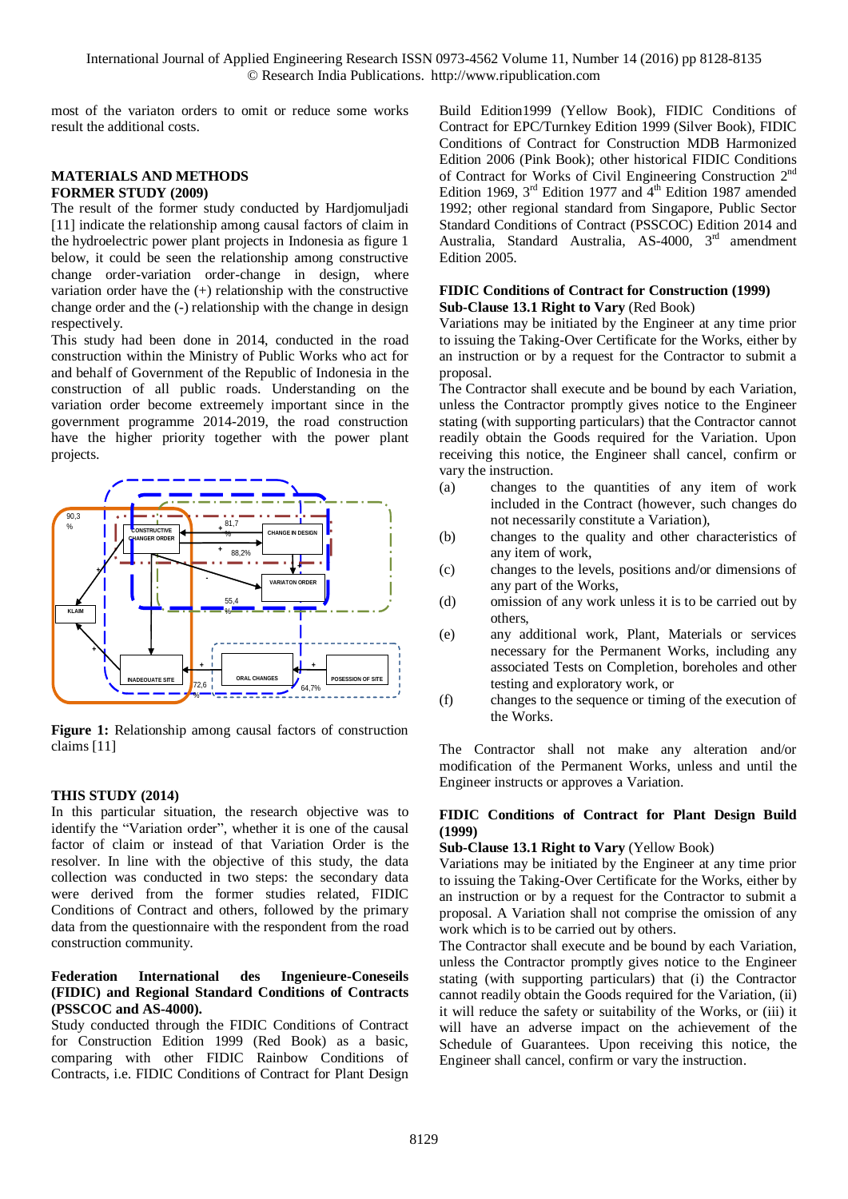most of the variaton orders to omit or reduce some works result the additional costs.

## MATERIALS AND METHODS

### FORMER STUDY (2009)

The result of the former study conducted by Hardjomuljadi [11] indicate the relationship among causal factors of claim in the hydroelectric power plant projects in Indonesia as figure 1 below, it could be seen the relationship among constructive change order-variation order-change in design, where variation order have the (+) relationship with the constructive change order and the (-) relationship with the change in design respectively.

This study had been done in 2014, conducted in the road construction within the Ministry of Public Works who act for and behalf of Government of the Republic of Indonesia in the construction of all public roads. Understanding on the variation order become extreemely important since in the government programme 2014-2019, the road construction have the higher priority together with the power plant projects.

90,3 %

CONSTRUCTIVE CHANGER ORDER

81,7 %

CHANGE IN DESIGN

88,2%

VARIATON ORDER

55,4 %

KLAIM

INADEQUATE SITE

72,6 %

ORAL CHANGES

64,7%

POSESSION OF SITE

**Figure 1:** Relationship among causal factors of construction claims [11]

### THIS STUDY (2014)

In this particular situation, the research objective was to identify the "Variation order", whether it is one of the causal factor of claim or instead of that Variation Order is the resolver. In line with the objective of this study, the data collection was conducted in two steps: the secondary data were derived from the former studies related, FIDIC Conditions of Contract and others, followed by the primary data from the questionnaire with the respondent from the road construction community.

### Federation International des Ingenieure-Coneseils (FIDIC) and Regional Standard Conditions of Contracts (PSSCOC and AS-4000).

Study conducted through the FIDIC Conditions of Contract for Construction Edition 1999 (Red Book) as a basic, comparing with other FIDIC Rainbow Conditions of Contracts, i.e. FIDIC Conditions of Contract for Plant Design Build Edition1999 (Yellow Book), FIDIC Conditions of Contract for EPC/Turnkey Edition 1999 (Silver Book), FIDIC Conditions of Contract for Construction MDB Harmonized Edition 2006 (Pink Book); other historical FIDIC Conditions of Contract for Works of Civil Engineering Construction 2nd Edition 1969, 3rd Edition 1977 and 4th Edition 1987 amended 1992; other regional standard from Singapore, Public Sector Standard Conditions of Contract (PSSCOC) Edition 2014 and Australia, Standard Australia, AS-4000, 3rd amendment Edition 2005.

### FIDIC Conditions of Contract for Construction (1999)

**Sub-Clause 13.1 Right to Vary** (Red Book)

Variations may be initiated by the Engineer at any time prior to issuing the Taking-Over Certificate for the Works, either by an instruction or by a request for the Contractor to submit a proposal.

The Contractor shall execute and be bound by each Variation, unless the Contractor promptly gives notice to the Engineer stating (with supporting particulars) that the Contractor cannot readily obtain the Goods required for the Variation. Upon receiving this notice, the Engineer shall cancel, confirm or vary the instruction.

- (a) changes to the quantities of any item of work included in the Contract (however, such changes do not necessarily constitute a Variation),
- (b) changes to the quality and other characteristics of any item of work,
- (c) changes to the levels, positions and/or dimensions of any part of the Works,
- (d) omission of any work unless it is to be carried out by others,
- (e) any additional work, Plant, Materials or services necessary for the Permanent Works, including any associated Tests on Completion, boreholes and other testing and exploratory work, or
- (f) changes to the sequence or timing of the execution of the Works.

The Contractor shall not make any alteration and/or modification of the Permanent Works, unless and until the Engineer instructs or approves a Variation.

### FIDIC Conditions of Contract for Plant Design Build (1999)

**Sub-Clause 13.1 Right to Vary** (Yellow Book)

Variations may be initiated by the Engineer at any time prior to issuing the Taking-Over Certificate for the Works, either by an instruction or by a request for the Contractor to submit a proposal. A Variation shall not comprise the omission of any work which is to be carried out by others.

The Contractor shall execute and be bound by each Variation, unless the Contractor promptly gives notice to the Engineer stating (with supporting particulars) that (i) the Contractor cannot readily obtain the Goods required for the Variation, (ii) it will reduce the safety or suitability of the Works, or (iii) it will have an adverse impact on the achievement of the Schedule of Guarantees. Upon receiving this notice, the Engineer shall cancel, confirm or vary the instruction.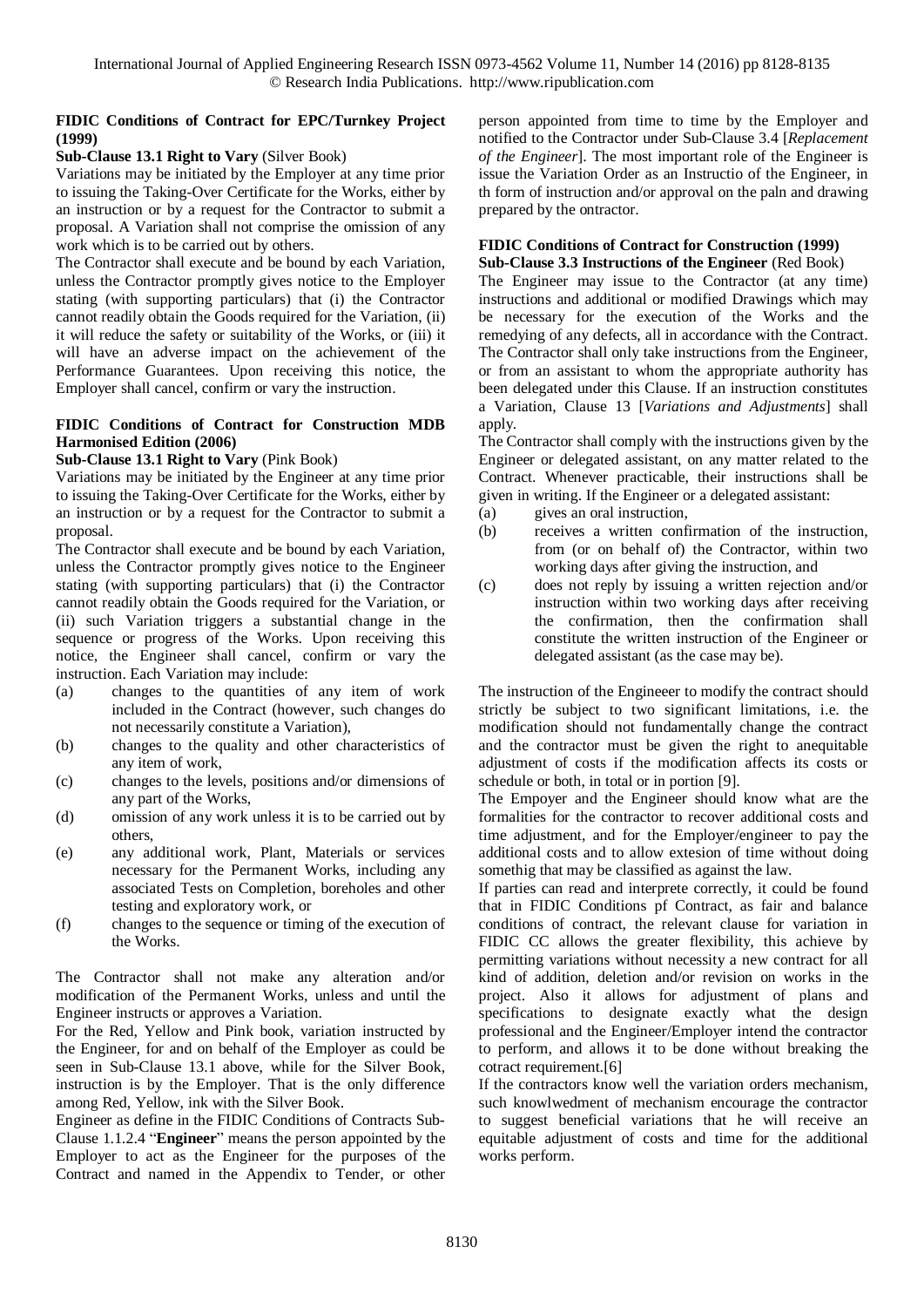**FIDIC Conditions of Contract for EPC/Turnkey Project (1999)**

**Sub-Clause 13.1 Right to Vary** (Silver Book)

Variations may be initiated by the Employer at any time prior to issuing the Taking-Over Certificate for the Works, either by an instruction or by a request for the Contractor to submit a proposal. A Variation shall not comprise the omission of any work which is to be carried out by others.

The Contractor shall execute and be bound by each Variation, unless the Contractor promptly gives notice to the Employer stating (with supporting particulars) that (i) the Contractor cannot readily obtain the Goods required for the Variation, (ii) it will reduce the safety or suitability of the Works, or (iii) it will have an adverse impact on the achievement of the Performance Guarantees. Upon receiving this notice, the Employer shall cancel, confirm or vary the instruction.

**FIDIC Conditions of Contract for Construction MDB Harmonised Edition (2006)**

**Sub-Clause 13.1 Right to Vary** (Pink Book)

Variations may be initiated by the Engineer at any time prior to issuing the Taking-Over Certificate for the Works, either by an instruction or by a request for the Contractor to submit a proposal.

The Contractor shall execute and be bound by each Variation, unless the Contractor promptly gives notice to the Engineer stating (with supporting particulars) that (i) the Contractor cannot readily obtain the Goods required for the Variation, or (ii) such Variation triggers a substantial change in the sequence or progress of the Works. Upon receiving this notice, the Engineer shall cancel, confirm or vary the instruction. Each Variation may include:

(a) changes to the quantities of any item of work included in the Contract (however, such changes do not necessarily constitute a Variation),
(b) changes to the quality and other characteristics of any item of work,
(c) changes to the levels, positions and/or dimensions of any part of the Works,
(d) omission of any work unless it is to be carried out by others,
(e) any additional work, Plant, Materials or services necessary for the Permanent Works, including any associated Tests on Completion, boreholes and other testing and exploratory work, or
(f) changes to the sequence or timing of the execution of the Works.

The Contractor shall not make any alteration and/or modification of the Permanent Works, unless and until the Engineer instructs or approves a Variation.

For the Red, Yellow and Pink book, variation instructed by the Engineer, for and on behalf of the Employer as could be seen in Sub-Clause 13.1 above, while for the Silver Book, instruction is by the Employer. That is the only difference among Red, Yellow, ink with the Silver Book.

Engineer as define in the FIDIC Conditions of Contracts Sub-Clause 1.1.2.4 "**Engineer**" means the person appointed by the Employer to act as the Engineer for the purposes of the Contract and named in the Appendix to Tender, or other person appointed from time to time by the Employer and notified to the Contractor under Sub-Clause 3.4 [*Replacement of the Engineer*]. The most important role of the Engineer is issue the Variation Order as an Instructio of the Engineer, in th form of instruction and/or approval on the paln and drawing prepared by the ontractor.

**FIDIC Conditions of Contract for Construction (1999)**

**Sub-Clause 3.3 Instructions of the Engineer** (Red Book)

The Engineer may issue to the Contractor (at any time) instructions and additional or modified Drawings which may be necessary for the execution of the Works and the remedying of any defects, all in accordance with the Contract. The Contractor shall only take instructions from the Engineer, or from an assistant to whom the appropriate authority has been delegated under this Clause. If an instruction constitutes a Variation, Clause 13 [*Variations and Adjustments*] shall apply.

The Contractor shall comply with the instructions given by the Engineer or delegated assistant, on any matter related to the Contract. Whenever practicable, their instructions shall be given in writing. If the Engineer or a delegated assistant:

(a) gives an oral instruction,
(b) receives a written confirmation of the instruction, from (or on behalf of) the Contractor, within two working days after giving the instruction, and
(c) does not reply by issuing a written rejection and/or instruction within two working days after receiving the confirmation, then the confirmation shall constitute the written instruction of the Engineer or delegated assistant (as the case may be).

The instruction of the Engineeer to modify the contract should strictly be subject to two significant limitations, i.e. the modification should not fundamentally change the contract and the contractor must be given the right to anequitable adjustment of costs if the modification affects its costs or schedule or both, in total or in portion [9].

The Empoyer and the Engineer should know what are the formalities for the contractor to recover additional costs and time adjustment, and for the Employer/engineer to pay the additional costs and to allow extesion of time without doing somethig that may be classified as against the law.

If parties can read and interprete correctly, it could be found that in FIDIC Conditions pf Contract, as fair and balance conditions of contract, the relevant clause for variation in FIDIC CC allows the greater flexibility, this achieve by permitting variations without necessity a new contract for all kind of addition, deletion and/or revision on works in the project. Also it allows for adjustment of plans and specifications to designate exactly what the design professional and the Engineer/Employer intend the contractor to perform, and allows it to be done without breaking the cotract requirement.[6]

If the contractors know well the variation orders mechanism, such knowlwedment of mechanism encourage the contractor to suggest beneficial variations that he will receive an equitable adjustment of costs and time for the additional works perform.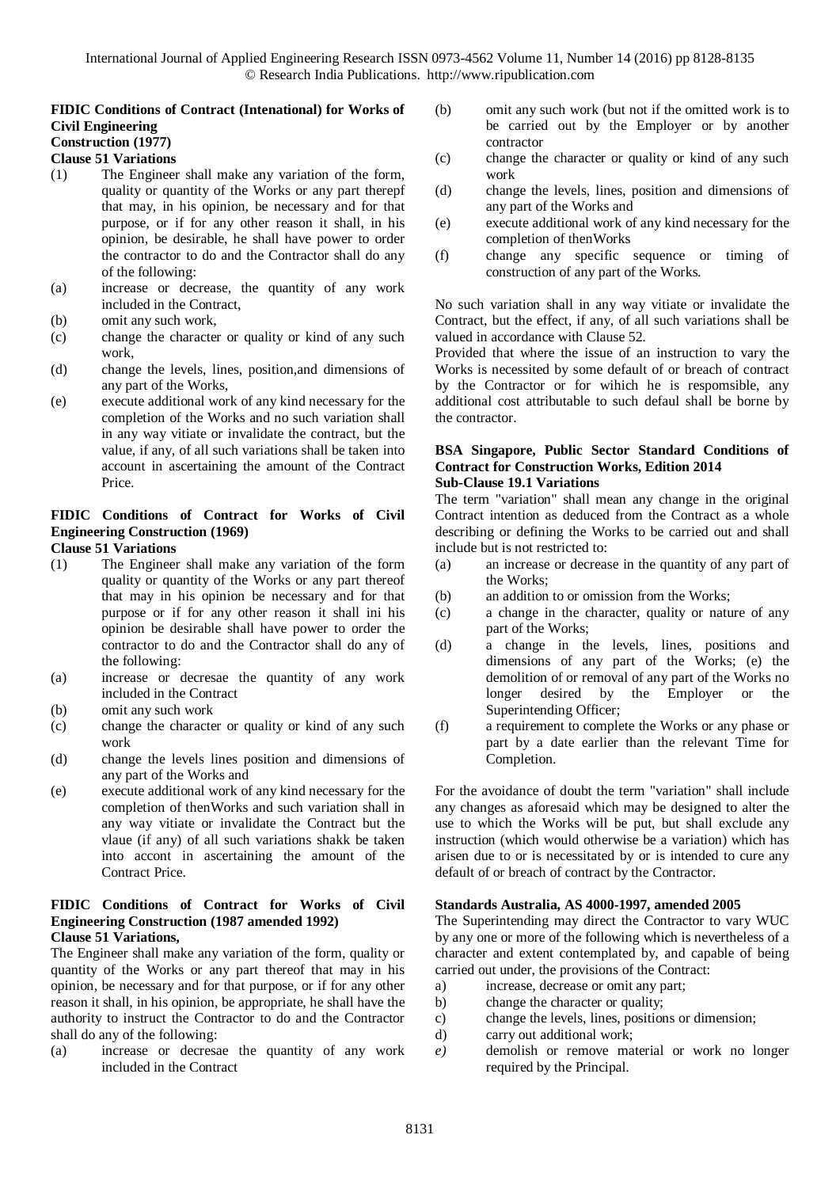**FIDIC Conditions of Contract (Intenational) for Works of Civil Engineering Construction (1977)**
**Clause 51 Variations**

(1) The Engineer shall make any variation of the form, quality or quantity of the Works or any part therepf that may, in his opinion, be necessary and for that purpose, or if for any other reason it shall, in his opinion, be desirable, he shall have power to order the contractor to do and the Contractor shall do any of the following:

(a) increase or decrease, the quantity of any work included in the Contract,
(b) omit any such work,
(c) change the character or quality or kind of any such work,
(d) change the levels, lines, position,and dimensions of any part of the Works,
(e) execute additional work of any kind necessary for the completion of the Works and no such variation shall in any way vitiate or invalidate the contract, but the value, if any, of all such variations shall be taken into account in ascertaining the amount of the Contract Price.

**FIDIC Conditions of Contract for Works of Civil Engineering Construction (1969)**
**Clause 51 Variations**

(1) The Engineer shall make any variation of the form quality or quantity of the Works or any part thereof that may in his opinion be necessary and for that purpose or if for any other reason it shall ini his opinion be desirable shall have power to order the contractor to do and the Contractor shall do any of the following:

(a) increase or decresae the quantity of any work included in the Contract
(b) omit any such work
(c) change the character or quality or kind of any such work
(d) change the levels lines position and dimensions of any part of the Works and
(e) execute additional work of any kind necessary for the completion of thenWorks and such variation shall in any way vitiate or invalidate the Contract but the vlaue (if any) of all such variations shakk be taken into accont in ascertaining the amount of the Contract Price.

**FIDIC Conditions of Contract for Works of Civil Engineering Construction (1987 amended 1992)**
**Clause 51 Variations,**

The Engineer shall make any variation of the form, quality or quantity of the Works or any part thereof that may in his opinion, be necessary and for that purpose, or if for any other reason it shall, in his opinion, be appropriate, he shall have the authority to instruct the Contractor to do and the Contractor shall do any of the following:

(a) increase or decresae the quantity of any work included in the Contract
(b) omit any such work (but not if the omitted work is to be carried out by the Employer or by another contractor
(c) change the character or quality or kind of any such work
(d) change the levels, lines, position and dimensions of any part of the Works and
(e) execute additional work of any kind necessary for the completion of thenWorks
(f) change any specific sequence or timing of construction of any part of the Works.

No such variation shall in any way vitiate or invalidate the Contract, but the effect, if any, of all such variations shall be valued in accordance with Clause 52.

Provided that where the issue of an instruction to vary the Works is necessited by some default of or breach of contract by the Contractor or for wihich he is respomsible, any additional cost attributable to such defaul shall be borne by the contractor.

**BSA Singapore, Public Sector Standard Conditions of Contract for Construction Works, Edition 2014**
**Sub-Clause 19.1 Variations**

The term "variation" shall mean any change in the original Contract intention as deduced from the Contract as a whole describing or defining the Works to be carried out and shall include but is not restricted to:

(a) an increase or decrease in the quantity of any part of the Works;
(b) an addition to or omission from the Works;
(c) a change in the character, quality or nature of any part of the Works;
(d) a change in the levels, lines, positions and dimensions of any part of the Works; (e) the demolition of or removal of any part of the Works no longer desired by the Employer or the Superintending Officer;
(f) a requirement to complete the Works or any phase or part by a date earlier than the relevant Time for Completion.

For the avoidance of doubt the term "variation" shall include any changes as aforesaid which may be designed to alter the use to which the Works will be put, but shall exclude any instruction (which would otherwise be a variation) which has arisen due to or is necessitated by or is intended to cure any default of or breach of contract by the Contractor.

**Standards Australia, AS 4000-1997, amended 2005**

The Superintending may direct the Contractor to vary WUC by any one or more of the following which is nevertheless of a character and extent contemplated by, and capable of being carried out under, the provisions of the Contract:

a) increase, decrease or omit any part;
b) change the character or quality;
c) change the levels, lines, positions or dimension;
d) carry out additional work;
*e)* demolish or remove material or work no longer required by the Principal.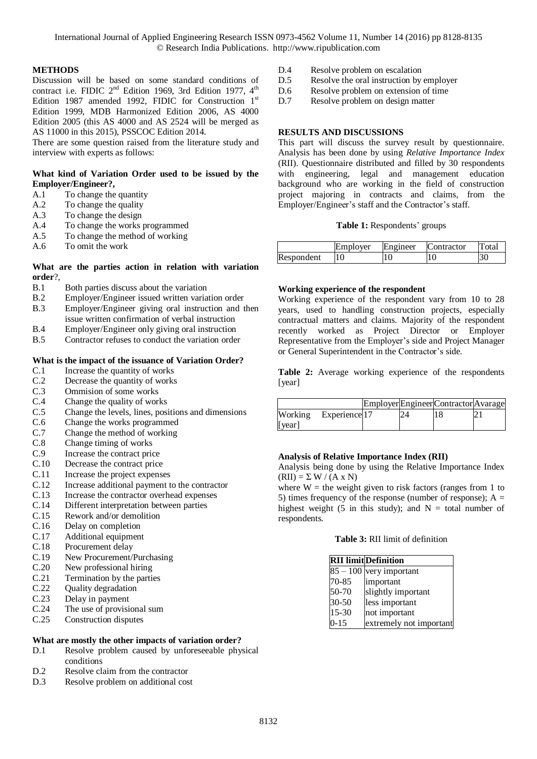## METHODS

Discussion will be based on some standard conditions of contract i.e. FIDIC 2nd Edition 1969, 3rd Edition 1977, 4th Edition 1987 amended 1992, FIDIC for Construction 1st Edition 1999, MDB Harmonized Edition 2006, AS 4000 Edition 2005 (this AS 4000 and AS 2524 will be merged as AS 11000 in this 2015), PSSCOC Edition 2014.

There are some question raised from the literature study and interview with experts as follows:

**What kind of Variation Order used to be issued by the Employer/Engineer?,**

- A.1 To change the quantity
- A.2 To change the quality
- A.3 To change the design
- A.4 To change the works programmed
- A.5 To change the method of working
- A.6 To omit the work

**What are the parties action in relation with variation order**?,

- B.1 Both parties discuss about the variation
- B.2 Employer/Engineer issued written variation order
- B.3 Employer/Engineer giving oral instruction and then issue written confirmation of verbal instruction
- B.4 Employer/Engineer only giving oral instruction
- B.5 Contractor refuses to conduct the variation order

**What is the impact of the issuance of Variation Order?**

- C.1 Increase the quantity of works
- C.2 Decrease the quantity of works
- C.3 Ommision of some works
- C.4 Change the quality of works
- C.5 Change the levels, lines, positions and dimensions
- C.6 Change the works programmed
- C.7 Change the method of working
- C.8 Change timing of works
- C.9 Increase the contract price
- C.10 Decrease the contract price
- C.11 Increase the project expenses
- C.12 Increase additional payment to the contractor
- C.13 Increase the contractor overhead expenses
- C.14 Different interpretation between parties
- C.15 Rework and/or demolition
- C.16 Delay on completion
- C.17 Additional equipment
- C.18 Procurement delay
- C.19 New Procurement/Purchasing
- C.20 New professional hiring
- C.21 Termination by the parties
- C.22 Quality degradation
- C.23 Delay in payment
- C.24 The use of provisional sum
- C.25 Construction disputes

**What are mostly the other impacts of variation order?**

- D.1 Resolve problem caused by unforeseeable physical conditions
- D.2 Resolve claim from the contractor
- D.3 Resolve problem on additional cost
- D.4 Resolve problem on escalation
- D.5 Resolve the oral instruction by employer
- D.6 Resolve problem on extension of time
- D.7 Resolve problem on design matter

## RESULTS AND DISCUSSIONS

This part will discuss the survey result by questionnaire. Analysis has been done by using *Relative Importance Index* (RII). Questionnaire distributed and filled by 30 respondents with engineering, legal and management education background who are working in the field of construction project majoring in contracts and claims, from the Employer/Engineer's staff and the Contractor's staff.

**Table 1:** Respondents' groups

| | Employer | Engineer | Contractor | Total |
|---|---|---|---|---|
| Respondent | 10 | 10 | 10 | 30 |

**Working experience of the respondent**

Working experience of the respondent vary from 10 to 28 years, used to handling construction projects, especially contractual matters and claims. Majority of the respondent recently worked as Project Director or Employer Representative from the Employer's side and Project Manager or General Superintendent in the Contractor's side.

**Table 2:** Average working experience of the respondents [year]

| | Employer | Engineer | Contractor | Avarage |
|---|---|---|---|---|
| Working Experience [year] | 17 | 24 | 18 | 21 |

**Analysis of Relative Importance Index (RII)**

Analysis being done by using the Relative Importance Index $(RII) = \Sigma W / (A \times N)$

where W = the weight given to risk factors (ranges from 1 to 5) times frequency of the response (number of response); A = highest weight (5 in this study); and N = total number of respondents.

**Table 3:** RII limit of definition

| RII limit | Definition |
|---|---|
| 85 – 100 | very important |
| 70-85 | important |
| 50-70 | slightly important |
| 30-50 | less important |
| 15-30 | not important |
| 0-15 | extremely not important |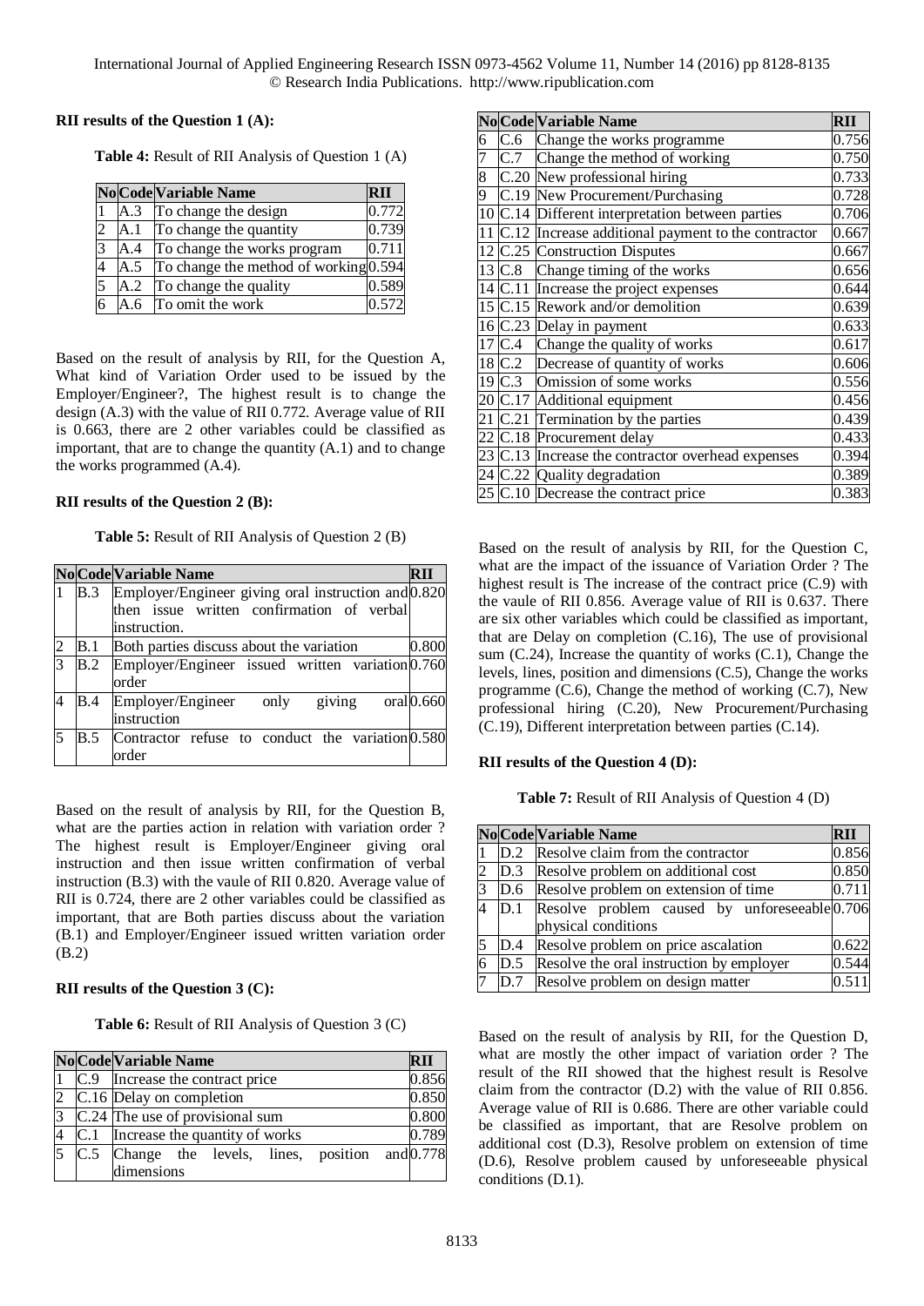**RII results of the Question 1 (A):**

**Table 4:** Result of RII Analysis of Question 1 (A)

| No | Code | Variable Name | RII |
|---|---|---|---|
| 1 | A.3 | To change the design | 0.772 |
| 2 | A.1 | To change the quantity | 0.739 |
| 3 | A.4 | To change the works program | 0.711 |
| 4 | A.5 | To change the method of working | 0.594 |
| 5 | A.2 | To change the quality | 0.589 |
| 6 | A.6 | To omit the work | 0.572 |

Based on the result of analysis by RII, for the Question A, What kind of Variation Order used to be issued by the Employer/Engineer?, The highest result is to change the design (A.3) with the value of RII 0.772. Average value of RII is 0.663, there are 2 other variables could be classified as important, that are to change the quantity (A.1) and to change the works programmed (A.4).

**RII results of the Question 2 (B):**

**Table 5:** Result of RII Analysis of Question 2 (B)

| No | Code | Variable Name | RII |
|---|---|---|---|
| 1 | B.3 | Employer/Engineer giving oral instruction and then issue written confirmation of verbal instruction. | 0.820 |
| 2 | B.1 | Both parties discuss about the variation | 0.800 |
| 3 | B.2 | Employer/Engineer issued written variation order | 0.760 |
| 4 | B.4 | Employer/Engineer only giving oral instruction | 0.660 |
| 5 | B.5 | Contractor refuse to conduct the variation order | 0.580 |

Based on the result of analysis by RII, for the Question B, what are the parties action in relation with variation order ? The highest result is Employer/Engineer giving oral instruction and then issue written confirmation of verbal instruction (B.3) with the vaule of RII 0.820. Average value of RII is 0.724, there are 2 other variables could be classified as important, that are Both parties discuss about the variation (B.1) and Employer/Engineer issued written variation order (B.2)

**RII results of the Question 3 (C):**

**Table 6:** Result of RII Analysis of Question 3 (C)

| No | Code | Variable Name | RII |
|---|---|---|---|
| 1 | C.9 | Increase the contract price | 0.856 |
| 2 | C.16 | Delay on completion | 0.850 |
| 3 | C.24 | The use of provisional sum | 0.800 |
| 4 | C.1 | Increase the quantity of works | 0.789 |
| 5 | C.5 | Change the levels, lines, position and dimensions | 0.778 |
| 6 | C.6 | Change the works programme | 0.756 |
| 7 | C.7 | Change the method of working | 0.750 |
| 8 | C.20 | New professional hiring | 0.733 |
| 9 | C.19 | New Procurement/Purchasing | 0.728 |
| 10 | C.14 | Different interpretation between parties | 0.706 |
| 11 | C.12 | Increase additional payment to the contractor | 0.667 |
| 12 | C.25 | Construction Disputes | 0.667 |
| 13 | C.8 | Change timing of the works | 0.656 |
| 14 | C.11 | Increase the project expenses | 0.644 |
| 15 | C.15 | Rework and/or demolition | 0.639 |
| 16 | C.23 | Delay in payment | 0.633 |
| 17 | C.4 | Change the quality of works | 0.617 |
| 18 | C.2 | Decrease of quantity of works | 0.606 |
| 19 | C.3 | Omission of some works | 0.556 |
| 20 | C.17 | Additional equipment | 0.456 |
| 21 | C.21 | Termination by the parties | 0.439 |
| 22 | C.18 | Procurement delay | 0.433 |
| 23 | C.13 | Increase the contractor overhead expenses | 0.394 |
| 24 | C.22 | Quality degradation | 0.389 |
| 25 | C.10 | Decrease the contract price | 0.383 |

Based on the result of analysis by RII, for the Question C, what are the impact of the issuance of Variation Order ? The highest result is The increase of the contract price (C.9) with the vaule of RII 0.856. Average value of RII is 0.637. There are six other variables which could be classified as important, that are Delay on completion (C.16), The use of provisional sum (C.24), Increase the quantity of works (C.1), Change the levels, lines, position and dimensions (C.5), Change the works programme (C.6), Change the method of working (C.7), New professional hiring (C.20), New Procurement/Purchasing (C.19), Different interpretation between parties (C.14).

**RII results of the Question 4 (D):**

**Table 7:** Result of RII Analysis of Question 4 (D)

| No | Code | Variable Name | RII |
|---|---|---|---|
| 1 | D.2 | Resolve claim from the contractor | 0.856 |
| 2 | D.3 | Resolve problem on additional cost | 0.850 |
| 3 | D.6 | Resolve problem on extension of time | 0.711 |
| 4 | D.1 | Resolve problem caused by unforeseeable physical conditions | 0.706 |
| 5 | D.4 | Resolve problem on price ascalation | 0.622 |
| 6 | D.5 | Resolve the oral instruction by employer | 0.544 |
| 7 | D.7 | Resolve problem on design matter | 0.511 |

Based on the result of analysis by RII, for the Question D, what are mostly the other impact of variation order ? The result of the RII showed that the highest result is Resolve claim from the contractor (D.2) with the value of RII 0.856. Average value of RII is 0.686. There are other variable could be classified as important, that are Resolve problem on additional cost (D.3), Resolve problem on extension of time (D.6), Resolve problem caused by unforeseeable physical conditions (D.1).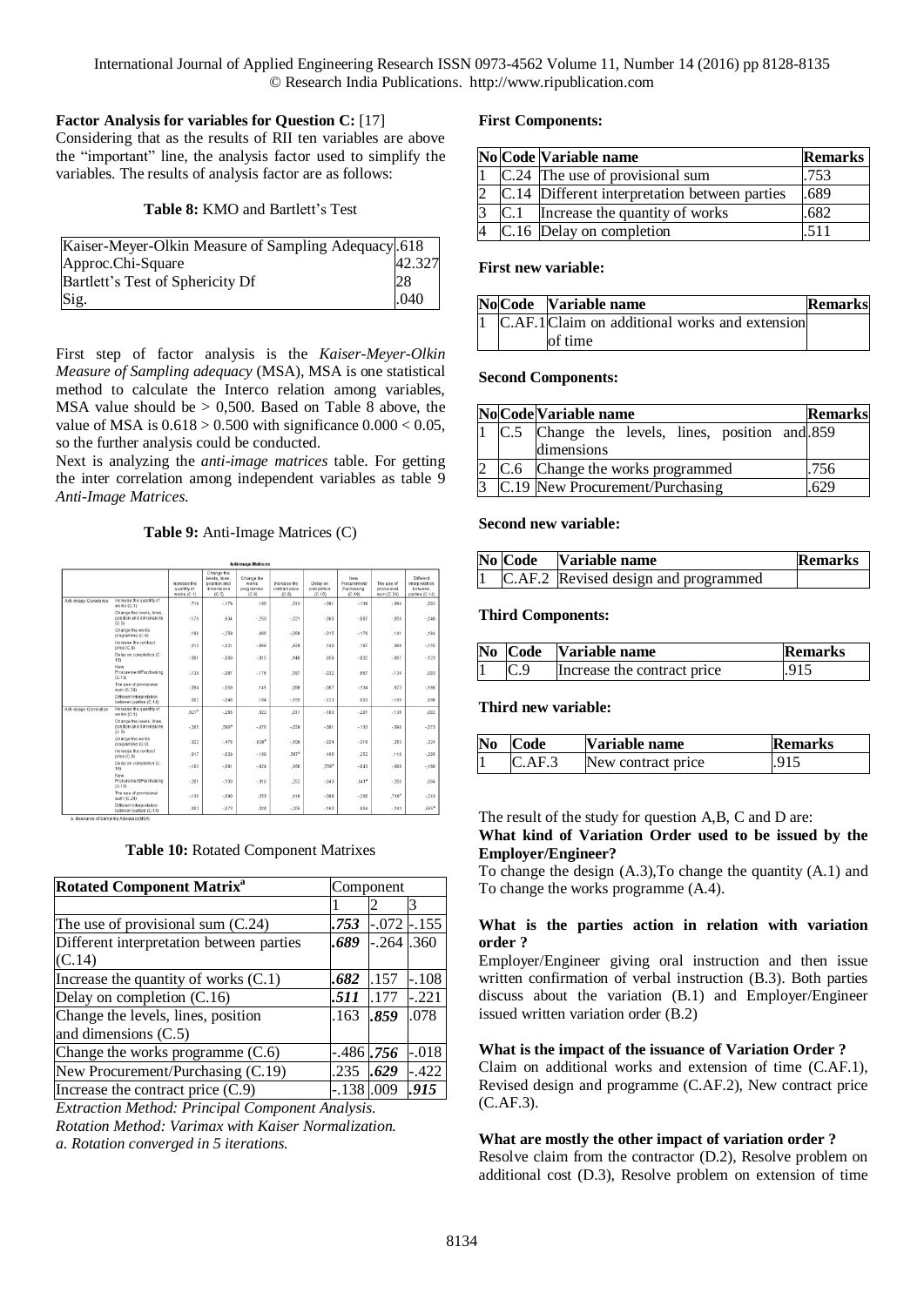**Factor Analysis for variables for Question C:** [17]

Considering that as the results of RII ten variables are above the "important" line, the analysis factor used to simplify the variables. The results of analysis factor are as follows:

**Table 8:** KMO and Bartlett's Test

| | |
|---|---|
| Kaiser-Meyer-Olkin Measure of Sampling Adequacy | .618 |
| Approc.Chi-Square | 42.327 |
| Bartlett's Test of Sphericity Df | 28 |
| Sig. | .040 |

First step of factor analysis is the *Kaiser-Meyer-Olkin Measure of Sampling adequacy* (MSA), MSA is one statistical method to calculate the Interco relation among variables, MSA value should be > 0,500. Based on Table 8 above, the value of MSA is 0.618 > 0.500 with significance 0.000 < 0.05, so the further analysis could be conducted.

Next is analyzing the *anti-image matrices* table. For getting the inter correlation among independent variables as table 9 *Anti-Image Matrices.*

**Table 9:** Anti-Image Matrices (C)

Anti-image Matrices

| | | Increase the quantity of works (C.1) | Change the levels, lines, position and dimensions (C.5) | Change the works programme (C.6) | Increase the contract price (C.9) | Delay on completion (C.16) | New Procurement/ Purchasing (C.19) | The use of provisional sum (C.24) | Different interpretation between parties (C.14) |
|---|---|---|---|---|---|---|---|---|---|
| Anti-image Covariance | Increase the quantity of works (C.1) | .718 | -.179 | .180 | .013 | -.081 | -.139 | -.084 | .002 |
| | Change the levels, lines, position and dimensions (C.5) | -.179 | .634 | -.290 | -.021 | -.060 | -.087 | -.059 | -.048 |
| | Change the works programme (C.6) | .180 | -.290 | .490 | -.058 | -.015 | -.178 | .141 | .194 |
| | Increase the contract price (C.9) | .013 | -.021 | -.058 | .929 | .140 | .187 | .086 | -.155 |
| | Delay on completion (C.16) | -.081 | -.060 | -.015 | .140 | .856 | -.032 | -.067 | -.123 |
| | New Procurement/Purchasing (C.19) | -.139 | -.087 | -.178 | .187 | -.032 | .697 | -.134 | .000 |
| | The use of provisional sum (C.24) | -.084 | -.059 | .141 | .086 | -.067 | -.134 | .673 | -.196 |
| | Different interpretation between parties (C.14) | .002 | -.048 | .194 | -.155 | -.123 | .000 | -.196 | .690 |
| Anti-image Correlation | Increase the quantity of works (C.1) | .627a | -.265 | .322 | .017 | -.103 | -.201 | -.120 | .002 |
| | Change the levels, lines, position and dimensions (C.5) | -.265 | .560a | -.475 | -.028 | -.081 | -.130 | -.090 | -.073 |
| | Change the works programme (C.6) | .322 | -.475 | .528a | -.108 | -.024 | -.310 | .250 | .334 |
| | Increase the contract price (C.9) | .017 | -.028 | -.108 | .567a | .160 | .232 | .110 | -.206 |
| | Delay on completion (C.16) | -.103 | -.081 | -.024 | .160 | .759a | -.043 | -.088 | -.160 |
| | New Procurement/Purchasing (C.19) | -.201 | -.130 | -.310 | .232 | -.043 | .641a | -.200 | .000 |
| | The use of provisional sum (C.24) | -.120 | -.090 | .250 | .110 | -.088 | -.200 | .716a | -.289 |
| | Different interpretation between parties (C.14) | .002 | -.073 | .334 | -.206 | -.160 | .000 | -.289 | .651a |

a. Measures of Sampling Adequacy(MSA)

**Table 10:** Rotated Component Matrixes

| Rotated Component Matrix[a] | Component | | |
|---|---|---|---|
| | 1 | 2 | 3 |
| The use of provisional sum (C.24) | ***.753*** | -.072 | -.155 |
| Different interpretation between parties (C.14) | ***.689*** | -.264 | .360 |
| Increase the quantity of works (C.1) | ***.682*** | .157 | -.108 |
| Delay on completion (C.16) | ***.511*** | .177 | -.221 |
| Change the levels, lines, position and dimensions (C.5) | .163 | ***.859*** | .078 |
| Change the works programme (C.6) | -.486 | ***.756*** | -.018 |
| New Procurement/Purchasing (C.19) | .235 | ***.629*** | -.422 |
| Increase the contract price (C.9) | -.138 | .009 | ***.915*** |

*Extraction Method: Principal Component Analysis.*
*Rotation Method: Varimax with Kaiser Normalization.*
*a. Rotation converged in 5 iterations.*

**First Components:**

| No | Code | Variable name | Remarks |
|---|---|---|---|
| 1 | C.24 | The use of provisional sum | .753 |
| 2 | C.14 | Different interpretation between parties | .689 |
| 3 | C.1 | Increase the quantity of works | .682 |
| 4 | C.16 | Delay on completion | .511 |

**First new variable:**

| No | Code | Variable name | Remarks |
|---|---|---|---|
| 1 | C.AF.1 | Claim on additional works and extension of time | |

**Second Components:**

| No | Code | Variable name | Remarks |
|---|---|---|---|
| 1 | C.5 | Change the levels, lines, position and dimensions | .859 |
| 2 | C.6 | Change the works programmed | .756 |
| 3 | C.19 | New Procurement/Purchasing | .629 |

**Second new variable:**

| No | Code | Variable name | Remarks |
|---|---|---|---|
| 1 | C.AF.2 | Revised design and programmed | |

**Third Components:**

| No | Code | Variable name | Remarks |
|---|---|---|---|
| 1 | C.9 | Increase the contract price | .915 |

**Third new variable:**

| No | Code | Variable name | Remarks |
|---|---|---|---|
| 1 | C.AF.3 | New contract price | .915 |

The result of the study for question A,B, C and D are:

**What kind of Variation Order used to be issued by the Employer/Engineer?**

To change the design (A.3),To change the quantity (A.1) and To change the works programme (A.4).

**What is the parties action in relation with variation order ?**

Employer/Engineer giving oral instruction and then issue written confirmation of verbal instruction (B.3). Both parties discuss about the variation (B.1) and Employer/Engineer issued written variation order (B.2)

**What is the impact of the issuance of Variation Order ?**

Claim on additional works and extension of time (C.AF.1), Revised design and programme (C.AF.2), New contract price (C.AF.3).

**What are mostly the other impact of variation order ?**

Resolve claim from the contractor (D.2), Resolve problem on additional cost (D.3), Resolve problem on extension of time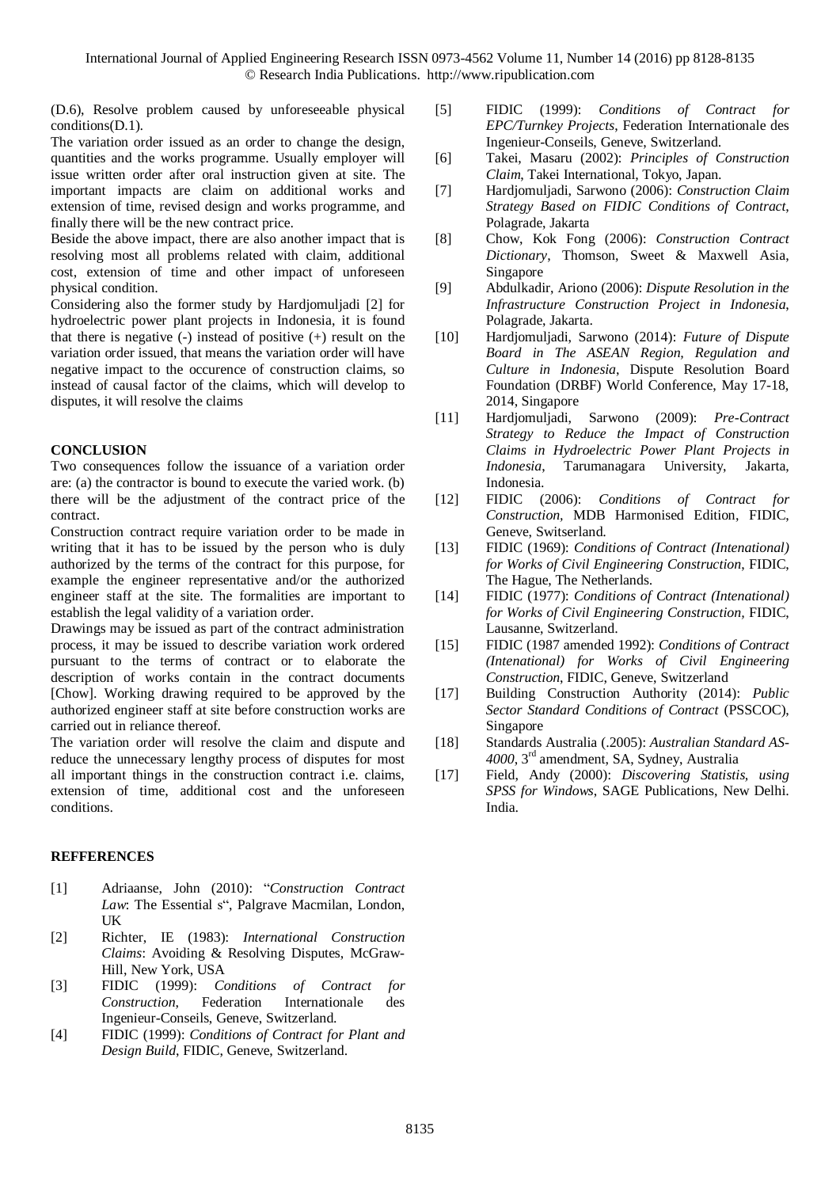(D.6), Resolve problem caused by unforeseeable physical conditions(D.1).

The variation order issued as an order to change the design, quantities and the works programme. Usually employer will issue written order after oral instruction given at site. The important impacts are claim on additional works and extension of time, revised design and works programme, and finally there will be the new contract price.

Beside the above impact, there are also another impact that is resolving most all problems related with claim, additional cost, extension of time and other impact of unforeseen physical condition.

Considering also the former study by Hardjomuljadi [2] for hydroelectric power plant projects in Indonesia, it is found that there is negative (-) instead of positive (+) result on the variation order issued, that means the variation order will have negative impact to the occurence of construction claims, so instead of causal factor of the claims, which will develop to disputes, it will resolve the claims

## CONCLUSION

Two consequences follow the issuance of a variation order are: (a) the contractor is bound to execute the varied work. (b) there will be the adjustment of the contract price of the contract.

Construction contract require variation order to be made in writing that it has to be issued by the person who is duly authorized by the terms of the contract for this purpose, for example the engineer representative and/or the authorized engineer staff at the site. The formalities are important to establish the legal validity of a variation order.

Drawings may be issued as part of the contract administration process, it may be issued to describe variation work ordered pursuant to the terms of contract or to elaborate the description of works contain in the contract documents [Chow]. Working drawing required to be approved by the authorized engineer staff at site before construction works are carried out in reliance thereof.

The variation order will resolve the claim and dispute and reduce the unnecessary lengthy process of disputes for most all important things in the construction contract i.e. claims, extension of time, additional cost and the unforeseen conditions.

## REFFERENCES

[1] Adriaanse, John (2010): "*Construction Contract Law*: The Essential s", Palgrave Macmilan, London, UK

[2] Richter, IE (1983): *International Construction Claims*: Avoiding & Resolving Disputes, McGraw-Hill, New York, USA

[3] FIDIC (1999): *Conditions of Contract for Construction*, Federation Internationale des Ingenieur-Conseils, Geneve, Switzerland.

[4] FIDIC (1999): *Conditions of Contract for Plant and Design Build*, FIDIC, Geneve, Switzerland.

[5] FIDIC (1999): *Conditions of Contract for EPC/Turnkey Projects*, Federation Internationale des Ingenieur-Conseils, Geneve, Switzerland.

[6] Takei, Masaru (2002): *Principles of Construction Claim*, Takei International, Tokyo, Japan.

[7] Hardjomuljadi, Sarwono (2006): *Construction Claim Strategy Based on FIDIC Conditions of Contract*, Polagrade, Jakarta

[8] Chow, Kok Fong (2006): *Construction Contract Dictionary*, Thomson, Sweet & Maxwell Asia, Singapore

[9] Abdulkadir, Ariono (2006): *Dispute Resolution in the Infrastructure Construction Project in Indonesia*, Polagrade, Jakarta.

[10] Hardjomuljadi, Sarwono (2014): *Future of Dispute Board in The ASEAN Region, Regulation and Culture in Indonesia*, Dispute Resolution Board Foundation (DRBF) World Conference, May 17-18, 2014, Singapore

[11] Hardjomuljadi, Sarwono (2009): *Pre-Contract Strategy to Reduce the Impact of Construction Claims in Hydroelectric Power Plant Projects in Indonesia*, Tarumanagara University, Jakarta, Indonesia.

[12] FIDIC (2006): *Conditions of Contract for Construction*, MDB Harmonised Edition, FIDIC, Geneve, Switserland.

[13] FIDIC (1969): *Conditions of Contract (Intenational) for Works of Civil Engineering Construction*, FIDIC, The Hague, The Netherlands.

[14] FIDIC (1977): *Conditions of Contract (Intenational) for Works of Civil Engineering Construction*, FIDIC, Lausanne, Switzerland.

[15] FIDIC (1987 amended 1992): *Conditions of Contract (Intenational) for Works of Civil Engineering Construction*, FIDIC, Geneve, Switzerland

[17] Building Construction Authority (2014): *Public Sector Standard Conditions of Contract* (PSSCOC), Singapore

[18] Standards Australia (.2005): *Australian Standard AS-4000*, 3rd amendment, SA, Sydney, Australia

[17] Field, Andy (2000): *Discovering Statistis, using SPSS for Windows*, SAGE Publications, New Delhi. India.